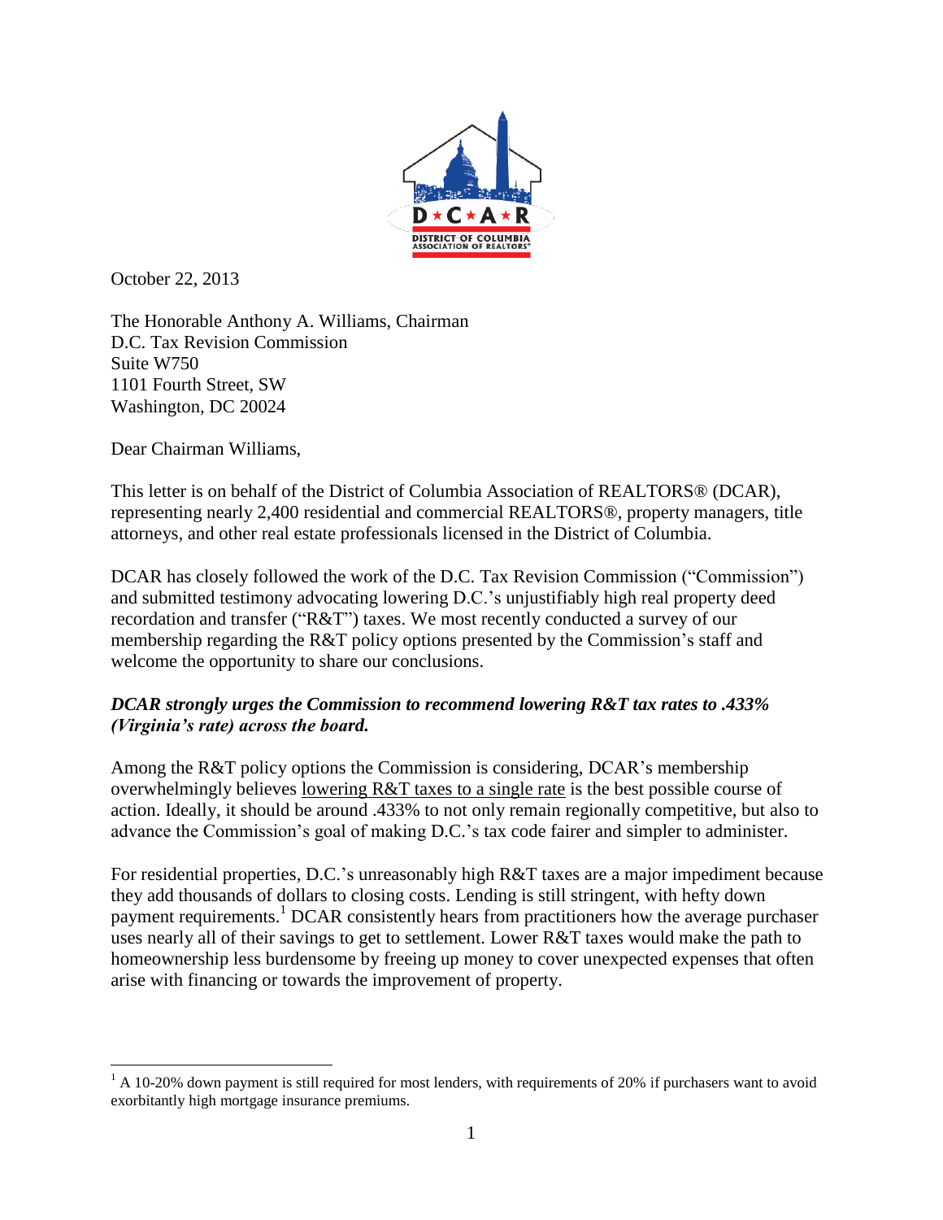October 22, 2013

The Honorable Anthony A. Williams, Chairman
D.C. Tax Revision Commission
Suite W750
1101 Fourth Street, SW
Washington, DC 20024

Dear Chairman Williams,

This letter is on behalf of the District of Columbia Association of REALTORS® (DCAR), representing nearly 2,400 residential and commercial REALTORS®, property managers, title attorneys, and other real estate professionals licensed in the District of Columbia.

DCAR has closely followed the work of the D.C. Tax Revision Commission ("Commission") and submitted testimony advocating lowering D.C.'s unjustifiably high real property deed recordation and transfer ("R&T") taxes. We most recently conducted a survey of our membership regarding the R&T policy options presented by the Commission's staff and welcome the opportunity to share our conclusions.

***DCAR strongly urges the Commission to recommend lowering R&T tax rates to .433% (Virginia's rate) across the board.***

Among the R&T policy options the Commission is considering, DCAR's membership overwhelmingly believes lowering R&T taxes to a single rate is the best possible course of action. Ideally, it should be around .433% to not only remain regionally competitive, but also to advance the Commission's goal of making D.C.'s tax code fairer and simpler to administer.

For residential properties, D.C.'s unreasonably high R&T taxes are a major impediment because they add thousands of dollars to closing costs. Lending is still stringent, with hefty down payment requirements.[1] DCAR consistently hears from practitioners how the average purchaser uses nearly all of their savings to get to settlement. Lower R&T taxes would make the path to homeownership less burdensome by freeing up money to cover unexpected expenses that often arise with financing or towards the improvement of property.

[1] A 10-20% down payment is still required for most lenders, with requirements of 20% if purchasers want to avoid exorbitantly high mortgage insurance premiums.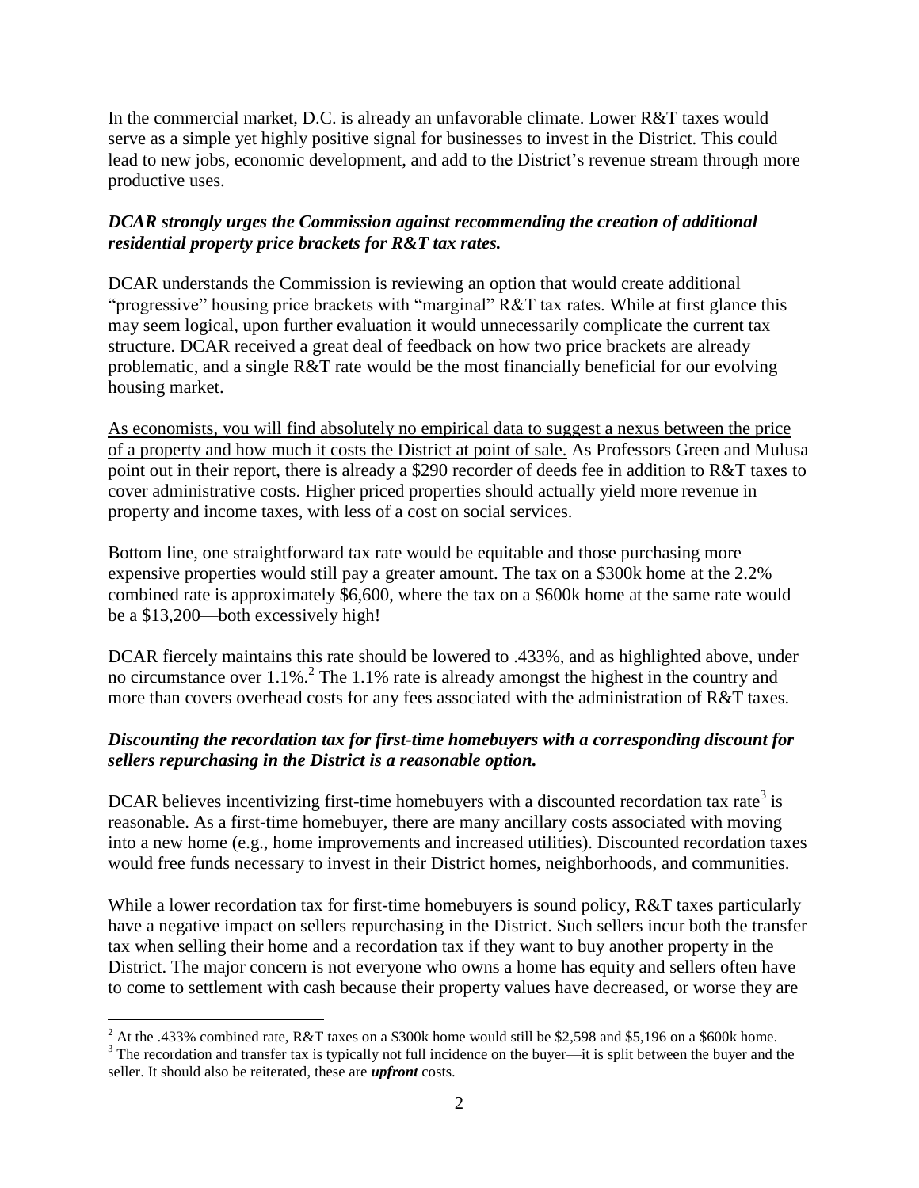In the commercial market, D.C. is already an unfavorable climate. Lower R&T taxes would serve as a simple yet highly positive signal for businesses to invest in the District. This could lead to new jobs, economic development, and add to the District's revenue stream through more productive uses.

***DCAR strongly urges the Commission against recommending the creation of additional residential property price brackets for R&T tax rates.***

DCAR understands the Commission is reviewing an option that would create additional "progressive" housing price brackets with "marginal" R&T tax rates. While at first glance this may seem logical, upon further evaluation it would unnecessarily complicate the current tax structure. DCAR received a great deal of feedback on how two price brackets are already problematic, and a single R&T rate would be the most financially beneficial for our evolving housing market.

<u>As economists, you will find absolutely no empirical data to suggest a nexus between the price of a property and how much it costs the District at point of sale.</u> As Professors Green and Mulusa point out in their report, there is already a $290 recorder of deeds fee in addition to R&T taxes to cover administrative costs. Higher priced properties should actually yield more revenue in property and income taxes, with less of a cost on social services.

Bottom line, one straightforward tax rate would be equitable and those purchasing more expensive properties would still pay a greater amount. The tax on a $300k home at the 2.2% combined rate is approximately $6,600, where the tax on a $600k home at the same rate would be a $13,200—both excessively high!

DCAR fiercely maintains this rate should be lowered to .433%, and as highlighted above, under no circumstance over 1.1%.[2] The 1.1% rate is already amongst the highest in the country and more than covers overhead costs for any fees associated with the administration of R&T taxes.

***Discounting the recordation tax for first-time homebuyers with a corresponding discount for sellers repurchasing in the District is a reasonable option.***

DCAR believes incentivizing first-time homebuyers with a discounted recordation tax rate[3] is reasonable. As a first-time homebuyer, there are many ancillary costs associated with moving into a new home (e.g., home improvements and increased utilities). Discounted recordation taxes would free funds necessary to invest in their District homes, neighborhoods, and communities.

While a lower recordation tax for first-time homebuyers is sound policy, R&T taxes particularly have a negative impact on sellers repurchasing in the District. Such sellers incur both the transfer tax when selling their home and a recordation tax if they want to buy another property in the District. The major concern is not everyone who owns a home has equity and sellers often have to come to settlement with cash because their property values have decreased, or worse they are

---

[2] At the .433% combined rate, R&T taxes on a $300k home would still be $2,598 and $5,196 on a $600k home.

[3] The recordation and transfer tax is typically not full incidence on the buyer—it is split between the buyer and the seller. It should also be reiterated, these are ***upfront*** costs.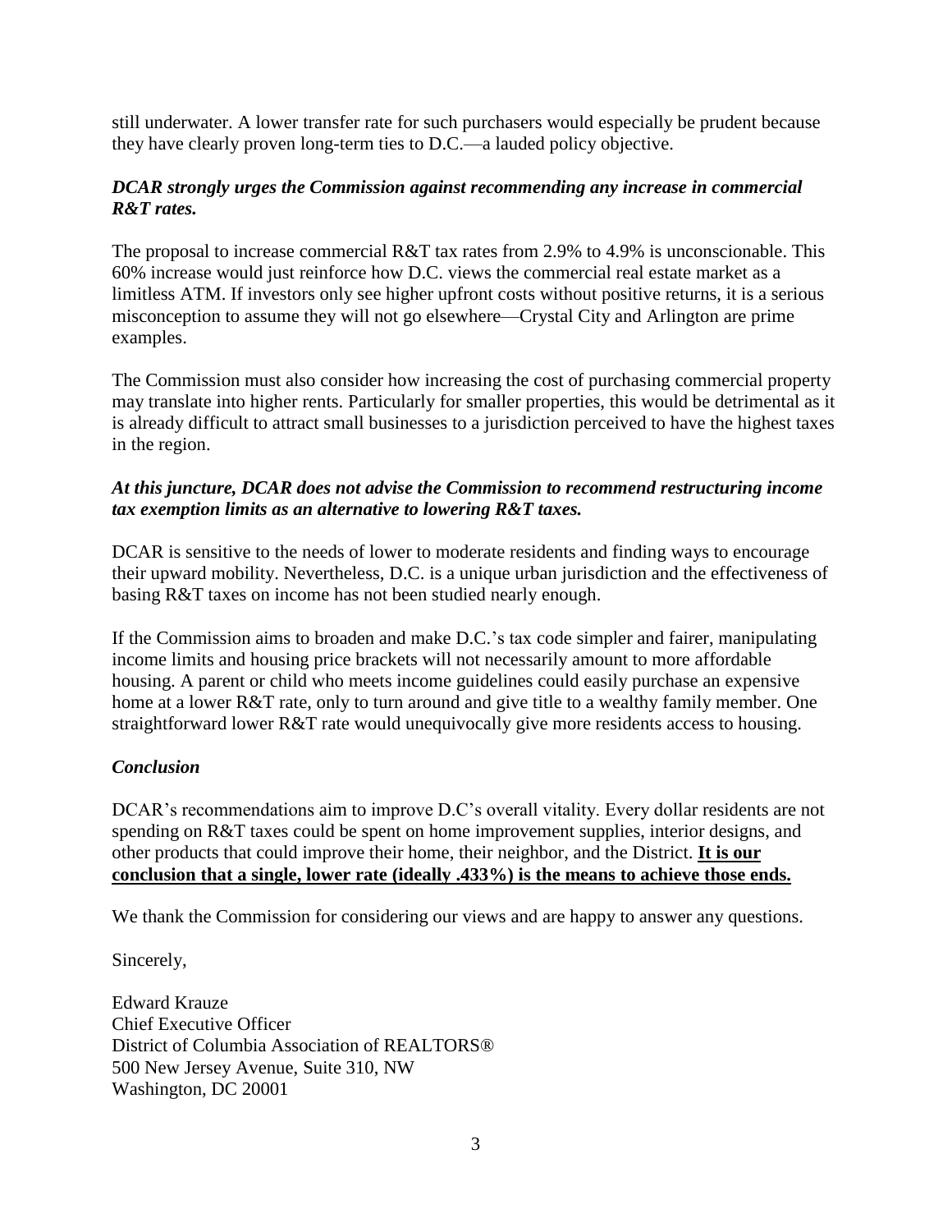still underwater. A lower transfer rate for such purchasers would especially be prudent because they have clearly proven long-term ties to D.C.—a lauded policy objective.

***DCAR strongly urges the Commission against recommending any increase in commercial R&T rates.***

The proposal to increase commercial R&T tax rates from 2.9% to 4.9% is unconscionable. This 60% increase would just reinforce how D.C. views the commercial real estate market as a limitless ATM. If investors only see higher upfront costs without positive returns, it is a serious misconception to assume they will not go elsewhere—Crystal City and Arlington are prime examples.

The Commission must also consider how increasing the cost of purchasing commercial property may translate into higher rents. Particularly for smaller properties, this would be detrimental as it is already difficult to attract small businesses to a jurisdiction perceived to have the highest taxes in the region.

***At this juncture, DCAR does not advise the Commission to recommend restructuring income tax exemption limits as an alternative to lowering R&T taxes.***

DCAR is sensitive to the needs of lower to moderate residents and finding ways to encourage their upward mobility. Nevertheless, D.C. is a unique urban jurisdiction and the effectiveness of basing R&T taxes on income has not been studied nearly enough.

If the Commission aims to broaden and make D.C.'s tax code simpler and fairer, manipulating income limits and housing price brackets will not necessarily amount to more affordable housing. A parent or child who meets income guidelines could easily purchase an expensive home at a lower R&T rate, only to turn around and give title to a wealthy family member. One straightforward lower R&T rate would unequivocally give more residents access to housing.

***Conclusion***

DCAR's recommendations aim to improve D.C's overall vitality. Every dollar residents are not spending on R&T taxes could be spent on home improvement supplies, interior designs, and other products that could improve their home, their neighbor, and the District. **<u>It is our conclusion that a single, lower rate (ideally .433%) is the means to achieve those ends.</u>**

We thank the Commission for considering our views and are happy to answer any questions.

Sincerely,

Edward Krauze
Chief Executive Officer
District of Columbia Association of REALTORS®
500 New Jersey Avenue, Suite 310, NW
Washington, DC 20001